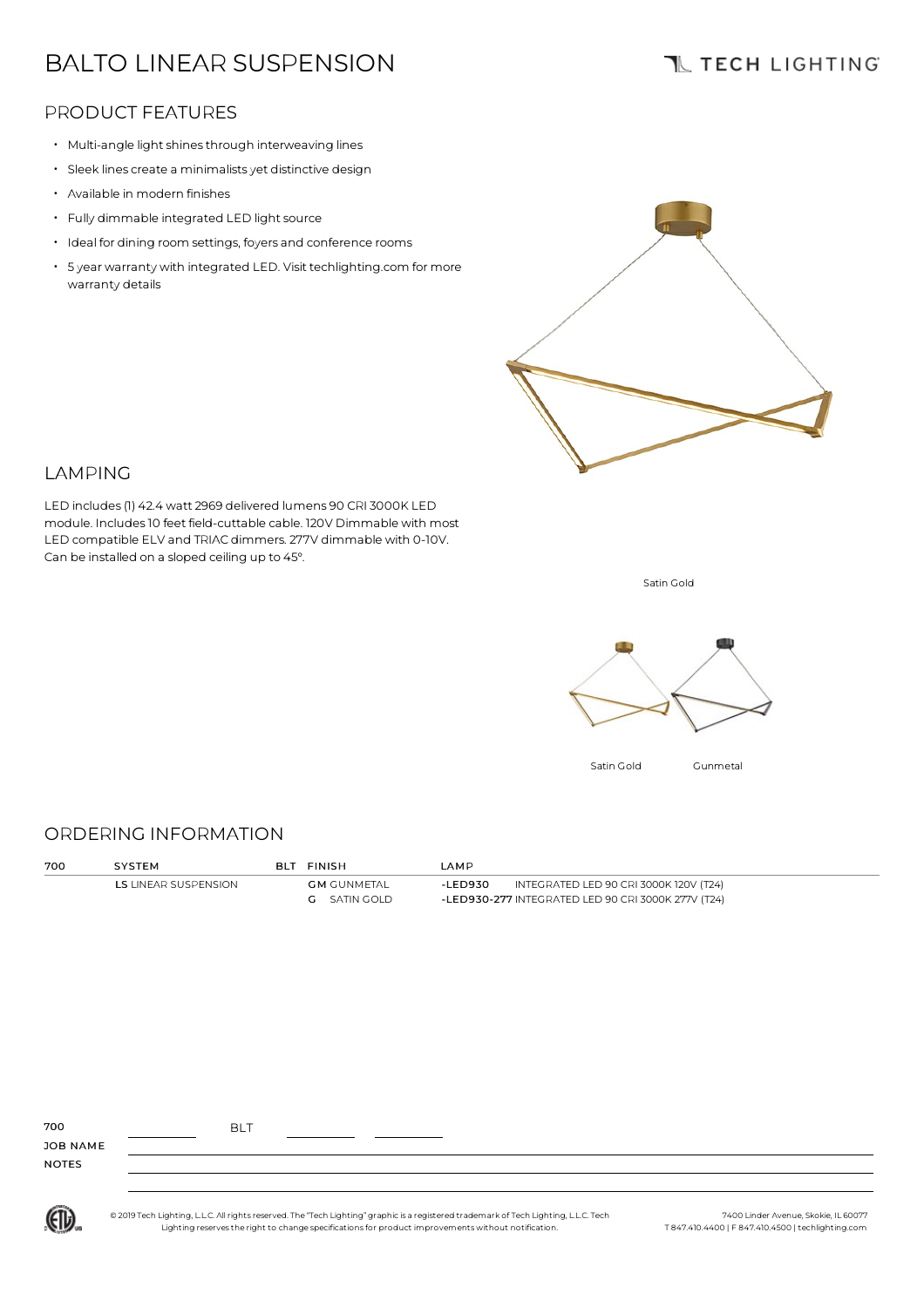# BALTO LINEAR SUSPENSION

TECH LIGHTING

## PRODUCT FEATURES

- Multi-angle light shines through interweaving lines
- Sleek lines create a minimalists yet distinctive design
- Available in modern finishes
- Fully dimmable integrated LED light source
- Ideal for dining room settings, foyers and conference rooms
- 5 year warranty with integrated LED. Visit techlighting.com for more warranty details

## LAMPING

LED includes (1) 42.4 watt 2969 delivered lumens 90 CRI 3000K LED module. Includes 10 feet field-cuttable cable. 120V Dimmable with most LED compatible ELV and TRIAC dimmers. 277V dimmable with 0-10V. Can be installed on a sloped ceiling up to 45°.

Satin Gold

Satin Gold Gunmetal

## ORDERING INFORMATION

| 700 | SYSTEM | BLT | FINISH | LAMP |
|---|---|---|---|---|
| | **LS** LINEAR SUSPENSION | | **GM** GUNMETAL | **-LED930** INTEGRATED LED 90 CRI 3000K 120V (T24) |
| | | | **G** SATIN GOLD | **-LED930-277** INTEGRATED LED 90 CRI 3000K 277V (T24) |

700 \_\_\_\_\_\_\_\_ BLT \_\_\_\_\_\_\_\_ \_\_\_\_\_\_\_\_

JOB NAME

NOTES

© 2019 Tech Lighting, L.L.C. All rights reserved. The "Tech Lighting" graphic is a registered trademark of Tech Lighting, L.L.C. Tech Lighting reserves the right to change specifications for product improvements without notification.

7400 Linder Avenue, Skokie, IL 60077
T 847.410.4400 | F 847.410.4500 | techlighting.com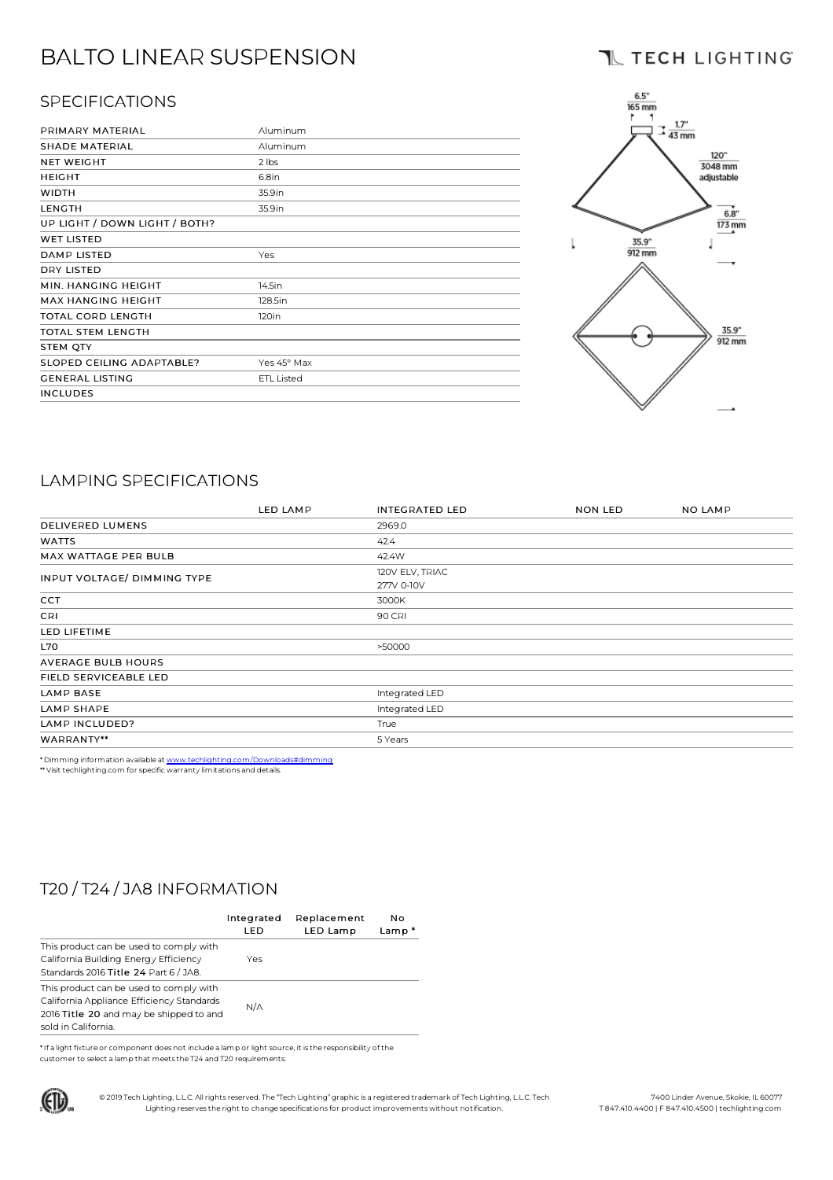# BALTO LINEAR SUSPENSION

TECH LIGHTING

## SPECIFICATIONS

| | |
|---|---|
| PRIMARY MATERIAL | Aluminum |
| SHADE MATERIAL | Aluminum |
| NET WEIGHT | 2 lbs |
| HEIGHT | 6.8in |
| WIDTH | 35.9in |
| LENGTH | 35.9in |
| UP LIGHT / DOWN LIGHT / BOTH? | |
| WET LISTED | |
| DAMP LISTED | Yes |
| DRY LISTED | |
| MIN. HANGING HEIGHT | 14.5in |
| MAX HANGING HEIGHT | 128.5in |
| TOTAL CORD LENGTH | 120in |
| TOTAL STEM LENGTH | |
| STEM QTY | |
| SLOPED CEILING ADAPTABLE? | Yes 45° Max |
| GENERAL LISTING | ETL Listed |
| INCLUDES | |

6.5"
165 mm
1.7"
43 mm
120"
3048 mm
adjustable
6.8"
173 mm
35.9"
912 mm
35.9"
912 mm

## LAMPING SPECIFICATIONS

| | LED LAMP | INTEGRATED LED | NON LED | NO LAMP |
|---|---|---|---|---|
| DELIVERED LUMENS | | 2969.0 | | |
| WATTS | | 42.4 | | |
| MAX WATTAGE PER BULB | | 42.4W | | |
| INPUT VOLTAGE/ DIMMING TYPE | | 120V ELV, TRIAC<br>277V 0-10V | | |
| CCT | | 3000K | | |
| CRI | | 90 CRI | | |
| LED LIFETIME | | | | |
| L70 | | >50000 | | |
| AVERAGE BULB HOURS | | | | |
| FIELD SERVICEABLE LED | | | | |
| LAMP BASE | | Integrated LED | | |
| LAMP SHAPE | | Integrated LED | | |
| LAMP INCLUDED? | | True | | |
| WARRANTY** | | 5 Years | | |

* Dimming information available at www.techlighting.com/Downloads#dimming
** Visit techlighting.com for specific warranty limitations and details.

## T20 / T24 / JA8 INFORMATION

| | Integrated LED | Replacement LED Lamp | No Lamp * |
|---|---|---|---|
| This product can be used to comply with California Building Energy Efficiency Standards 2016 **Title 24** Part 6 / JA8. | Yes | | |
| This product can be used to comply with California Appliance Efficiency Standards 2016 **Title 20** and may be shipped to and sold in California. | N/A | | |

* If a light fixture or component does not include a lamp or light source, it is the responsibility of the customer to select a lamp that meets the T24 and T20 requirements.

© 2019 Tech Lighting, L.L.C. All rights reserved. The "Tech Lighting" graphic is a registered trademark of Tech Lighting, L.L.C. Tech Lighting reserves the right to change specifications for product improvements without notification.

7400 Linder Avenue, Skokie, IL 60077
T 847.410.4400 | F 847.410.4500 | techlighting.com